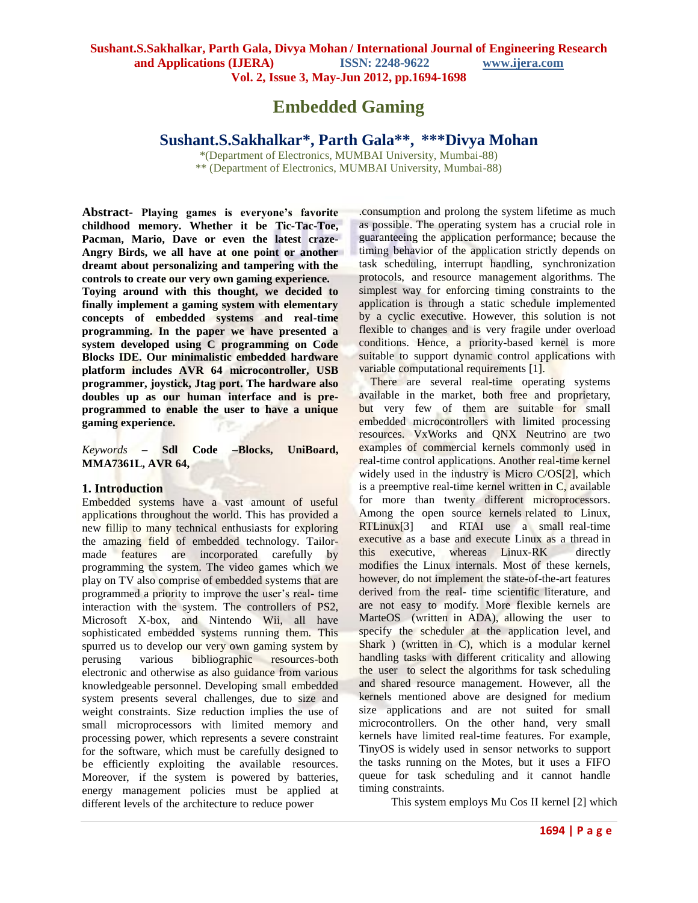# Embedded Gaming

## Sushant.S.Sakhalkar*, Parth Gala**, ***Divya Mohan

*(Department of Electronics, MUMBAI University, Mumbai-88)
** (Department of Electronics, MUMBAI University, Mumbai-88)

**Abstract- Playing games is everyone's favorite childhood memory. Whether it be Tic-Tac-Toe, Pacman, Mario, Dave or even the latest craze-Angry Birds, we all have at one point or another dreamt about personalizing and tampering with the controls to create our very own gaming experience. Toying around with this thought, we decided to finally implement a gaming system with elementary concepts of embedded systems and real-time programming. In the paper we have presented a system developed using C programming on Code Blocks IDE. Our minimalistic embedded hardware platform includes AVR 64 microcontroller, USB programmer, joystick, Jtag port. The hardware also doubles up as our human interface and is pre-programmed to enable the user to have a unique gaming experience.**

*Keywords* **– Sdl Code –Blocks, UniBoard, MMA7361L, AVR 64,**

### 1. Introduction

Embedded systems have a vast amount of useful applications throughout the world. This has provided a new fillip to many technical enthusiasts for exploring the amazing field of embedded technology. Tailor-made features are incorporated carefully by programming the system. The video games which we play on TV also comprise of embedded systems that are programmed a priority to improve the user's real- time interaction with the system. The controllers of PS2, Microsoft X-box, and Nintendo Wii, all have sophisticated embedded systems running them. This spurred us to develop our very own gaming system by perusing various bibliographic resources-both electronic and otherwise as also guidance from various knowledgeable personnel. Developing small embedded system presents several challenges, due to size and weight constraints. Size reduction implies the use of small microprocessors with limited memory and processing power, which represents a severe constraint for the software, which must be carefully designed to be efficiently exploiting the available resources. Moreover, if the system is powered by batteries, energy management policies must be applied at different levels of the architecture to reduce power .consumption and prolong the system lifetime as much as possible. The operating system has a crucial role in guaranteeing the application performance; because the timing behavior of the application strictly depends on task scheduling, interrupt handling, synchronization protocols, and resource management algorithms. The simplest way for enforcing timing constraints to the application is through a static schedule implemented by a cyclic executive. However, this solution is not flexible to changes and is very fragile under overload conditions. Hence, a priority-based kernel is more suitable to support dynamic control applications with variable computational requirements [1].

There are several real-time operating systems available in the market, both free and proprietary, but very few of them are suitable for small embedded microcontrollers with limited processing resources. VxWorks and QNX Neutrino are two examples of commercial kernels commonly used in real-time control applications. Another real-time kernel widely used in the industry is Micro C/OS[2], which is a preemptive real-time kernel written in C, available for more than twenty different microprocessors. Among the open source kernels related to Linux, RTLinux[3] and RTAI use a small real-time executive as a base and execute Linux as a thread in this executive, whereas Linux-RK directly modifies the Linux internals. Most of these kernels, however, do not implement the state-of-the-art features derived from the real- time scientific literature, and are not easy to modify. More flexible kernels are MarteOS (written in ADA), allowing the user to specify the scheduler at the application level, and Shark ) (written in C), which is a modular kernel handling tasks with different criticality and allowing the user to select the algorithms for task scheduling and shared resource management. However, all the kernels mentioned above are designed for medium size applications and are not suited for small microcontrollers. On the other hand, very small kernels have limited real-time features. For example, TinyOS is widely used in sensor networks to support the tasks running on the Motes, but it uses a FIFO queue for task scheduling and it cannot handle timing constraints.

This system employs Mu Cos II kernel [2] which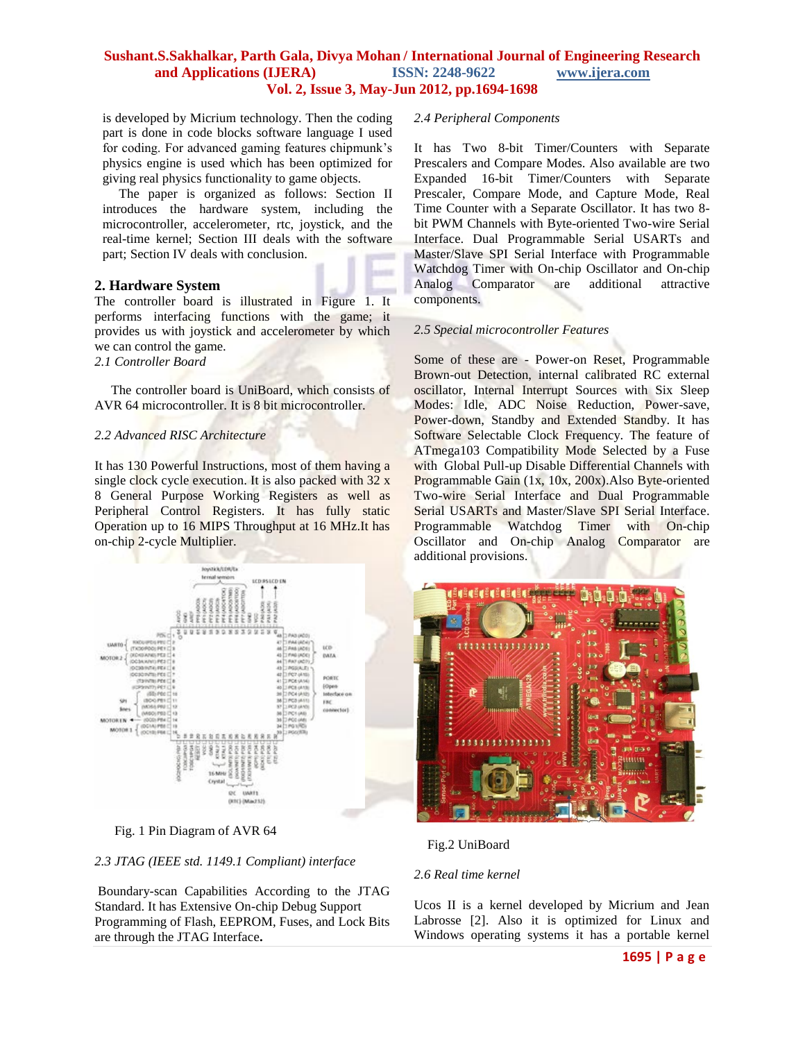is developed by Micrium technology. Then the coding part is done in code blocks software language I used for coding. For advanced gaming features chipmunk's physics engine is used which has been optimized for giving real physics functionality to game objects.

The paper is organized as follows: Section II introduces the hardware system, including the microcontroller, accelerometer, rtc, joystick, and the real-time kernel; Section III deals with the software part; Section IV deals with conclusion.

## 2. Hardware System

The controller board is illustrated in Figure 1. It performs interfacing functions with the game; it provides us with joystick and accelerometer by which we can control the game.

*2.1 Controller Board*

The controller board is UniBoard, which consists of AVR 64 microcontroller. It is 8 bit microcontroller.

*2.2 Advanced RISC Architecture*

It has 130 Powerful Instructions, most of them having a single clock cycle execution. It is also packed with 32 x 8 General Purpose Working Registers as well as Peripheral Control Registers. It has fully static Operation up to 16 MIPS Throughput at 16 MHz.It has on-chip 2-cycle Multiplier.

Fig. 1 Pin Diagram of AVR 64

*2.3 JTAG (IEEE std. 1149.1 Compliant) interface*

Boundary-scan Capabilities According to the JTAG Standard. It has Extensive On-chip Debug Support Programming of Flash, EEPROM, Fuses, and Lock Bits are through the JTAG Interface**.**

*2.4 Peripheral Components*

It has Two 8-bit Timer/Counters with Separate Prescalers and Compare Modes. Also available are two Expanded 16-bit Timer/Counters with Separate Prescaler, Compare Mode, and Capture Mode, Real Time Counter with a Separate Oscillator. It has two 8-bit PWM Channels with Byte-oriented Two-wire Serial Interface. Dual Programmable Serial USARTs and Master/Slave SPI Interface with Programmable Watchdog Timer with On-chip Oscillator and On-chip Analog Comparator are additional attractive components.

*2.5 Special microcontroller Features*

Some of these are - Power-on Reset, Programmable Brown-out Detection, internal calibrated RC external oscillator, Internal Interrupt Sources with Six Sleep Modes: Idle, ADC Noise Reduction, Power-save, Power-down, Standby and Extended Standby. It has Software Selectable Clock Frequency. The feature of ATmega103 Compatibility Mode Selected by a Fuse with Global Pull-up Disable Differential Channels with Programmable Gain (1x, 10x, 200x).Also Byte-oriented Two-wire Serial Interface and Dual Programmable Serial USARTs and Master/Slave SPI Serial Interface. Programmable Watchdog Timer with On-chip Oscillator and On-chip Analog Comparator are additional provisions.

Fig.2 UniBoard

*2.6 Real time kernel*

Ucos II is a kernel developed by Micrium and Jean Labrosse [2]. Also it is optimized for Linux and Windows operating systems it has a portable kernel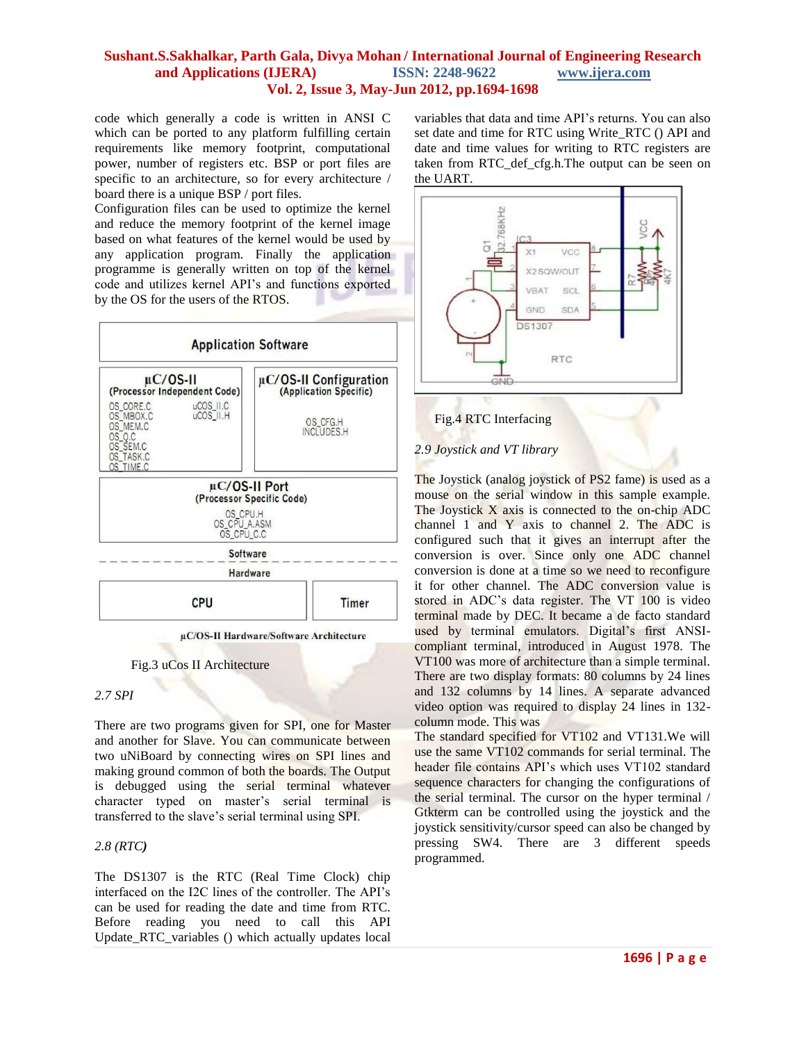code which generally a code is written in ANSI C which can be ported to any platform fulfilling certain requirements like memory footprint, computational power, number of registers etc. BSP or port files are specific to an architecture, so for every architecture / board there is a unique BSP / port files.

Configuration files can be used to optimize the kernel and reduce the memory footprint of the kernel image based on what features of the kernel would be used by any application program. Finally the application programme is generally written on top of the kernel code and utilizes kernel API's and functions exported by the OS for the users of the RTOS.

Fig.3 uCos II Architecture

*2.7 SPI*

There are two programs given for SPI, one for Master and another for Slave. You can communicate between two uNiBoard by connecting wires on SPI lines and making ground common of both the boards. The Output is debugged using the serial terminal whatever character typed on master's serial terminal is transferred to the slave's serial terminal using SPI.

*2.8 (RTC)*

The DS1307 is the RTC (Real Time Clock) chip interfaced on the I2C lines of the controller. The API's can be used for reading the date and time from RTC. Before reading you need to call this API Update_RTC_variables () which actually updates local variables that data and time API's returns. You can also set date and time for RTC using Write_RTC () API and date and time values for writing to RTC registers are taken from RTC_def_cfg.h.The output can be seen on the UART.

Fig.4 RTC Interfacing

*2.9 Joystick and VT library*

The Joystick (analog joystick of PS2 fame) is used as a mouse on the serial window in this sample example. The Joystick X axis is connected to the on-chip ADC channel 1 and Y axis to channel 2. The ADC is configured such that it gives an interrupt after the conversion is over. Since only one ADC channel conversion is done at a time so we need to reconfigure it for other channel. The ADC conversion value is stored in ADC's data register. The VT 100 is video terminal made by DEC. It became a de facto standard used by terminal emulators. Digital's first ANSI-compliant terminal, introduced in August 1978. The VT100 was more of architecture than a simple terminal. There are two display formats: 80 columns by 24 lines and 132 columns by 14 lines. A separate advanced video option was required to display 24 lines in 132-column mode. This was

The standard specified for VT102 and VT131.We will use the same VT102 commands for serial terminal. The header file contains API's which uses VT102 standard sequence characters for changing the configurations of the serial terminal. The cursor on the hyper terminal / Gtkterm can be controlled using the joystick and the joystick sensitivity/cursor speed can also be changed by pressing SW4. There are 3 different speeds programmed.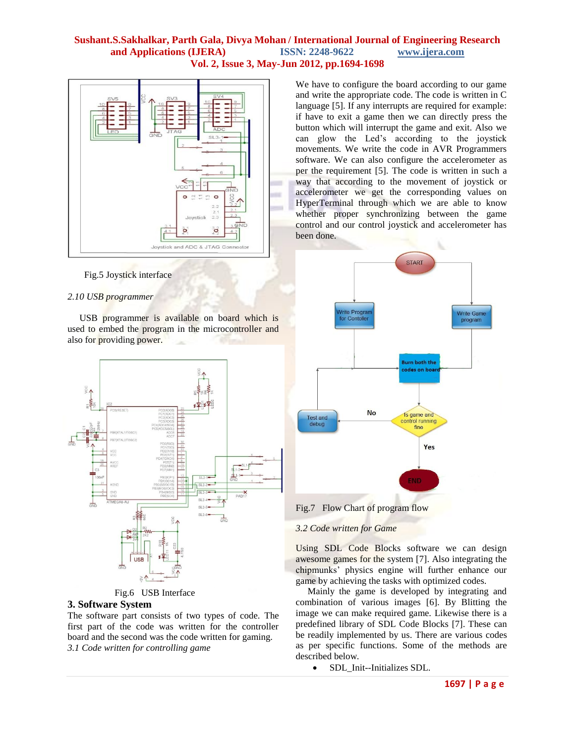Fig.5 Joystick interface

*2.10 USB programmer*

USB programmer is available on board which is used to embed the program in the microcontroller and also for providing power.

Fig.6 USB Interface

## 3. Software System

The software part consists of two types of code. The first part of the code was written for the controller board and the second was the code written for gaming.

*3.1 Code written for controlling game*

We have to configure the board according to our game and write the appropriate code. The code is written in C language [5]. If any interrupts are required for example: if have to exit a game then we can directly press the button which will interrupt the game and exit. Also we can glow the Led's according to the joystick movements. We write the code in AVR Programmers software. We can also configure the accelerometer as per the requirement [5]. The code is written in such a way that according to the movement of joystick or accelerometer we get the corresponding values on HyperTerminal through which we are able to know whether proper synchronizing between the game control and our control joystick and accelerometer has been done.

Fig.7 Flow Chart of program flow

*3.2 Code written for Game*

Using SDL Code Blocks software we can design awesome games for the system [7]. Also integrating the chipmunks' physics engine will further enhance our game by achieving the tasks with optimized codes.

Mainly the game is developed by integrating and combination of various images [6]. By Blitting the image we can make required game. Likewise there is a predefined library of SDL Code Blocks [7]. These can be readily implemented by us. There are various codes as per specific functions. Some of the methods are described below.

- SDL_Init--Initializes SDL.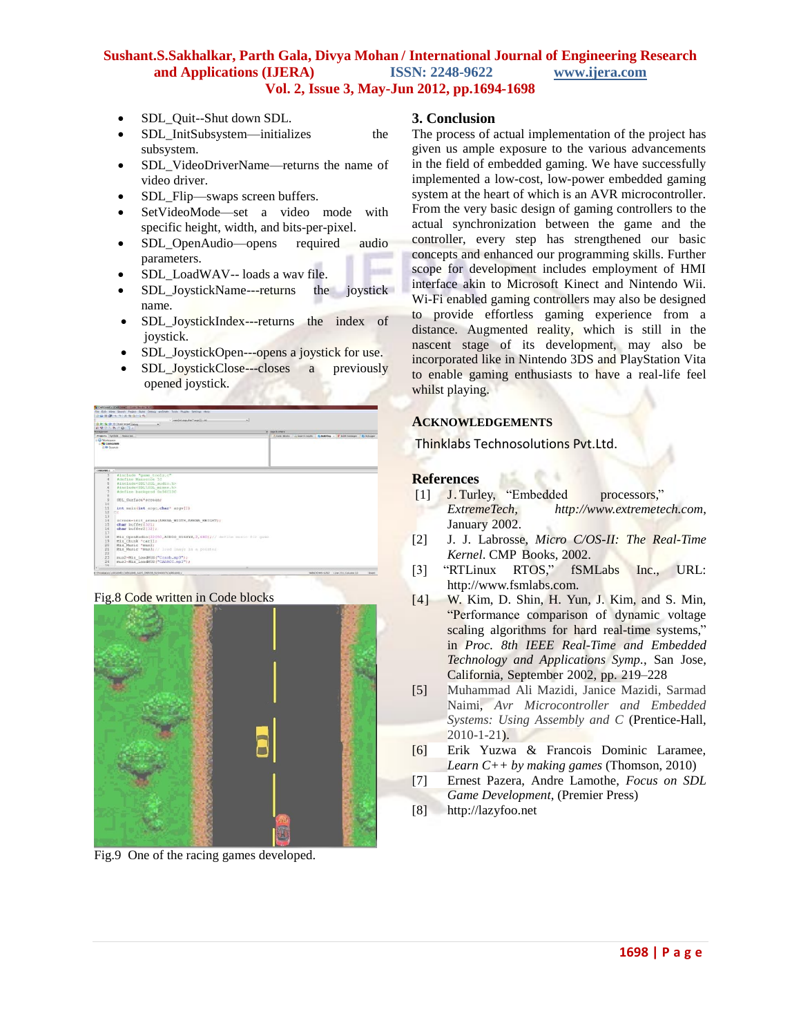- SDL_Quit--Shut down SDL.
- SDL_InitSubsystem—initializes the subsystem.
- SDL_VideoDriverName—returns the name of video driver.
- SDL_Flip—swaps screen buffers.
- SetVideoMode—set a video mode with specific height, width, and bits-per-pixel.
- SDL_OpenAudio—opens required audio parameters.
- SDL_LoadWAV-- loads a wav file.
- SDL_JoystickName---returns the joystick name.
- SDL_JoystickIndex---returns the index of joystick.
- SDL_JoystickOpen---opens a joystick for use.
- SDL_JoystickClose---closes a previously opened joystick.

Fig.8 Code written in Code blocks

Fig.9 One of the racing games developed.

## 3. Conclusion

The process of actual implementation of the project has given us ample exposure to the various advancements in the field of embedded gaming. We have successfully implemented a low-cost, low-power embedded gaming system at the heart of which is an AVR microcontroller. From the very basic design of gaming controllers to the actual synchronization between the game and the controller, every step has strengthened our basic concepts and enhanced our programming skills. Further scope for development includes employment of HMI interface akin to Microsoft Kinect and Nintendo Wii. Wi-Fi enabled gaming controllers may also be designed to provide effortless gaming experience from a distance. Augmented reality, which is still in the nascent stage of its development, may also be incorporated like in Nintendo 3DS and PlayStation Vita to enable gaming enthusiasts to have a real-life feel whilst playing.

## ACKNOWLEDGEMENTS

Thinklabs Technosolutions Pvt.Ltd.

## References

[1] J. Turley, "Embedded processors," *ExtremeTech*, *http://www.extremetech.com*, January 2002.

[2] J. J. Labrosse, *Micro C/OS-II: The Real-Time Kernel*. CMP Books, 2002.

[3] "RTLinux RTOS," fSMLabs Inc., URL: http://www.fsmlabs.com.

[4] W. Kim, D. Shin, H. Yun, J. Kim, and S. Min, "Performance comparison of dynamic voltage scaling algorithms for hard real-time systems," in *Proc. 8th IEEE Real-Time and Embedded Technology and Applications Symp.*, San Jose, California, September 2002, pp. 219–228

[5] Muhammad Ali Mazidi, Janice Mazidi, Sarmad Naimi, *Avr Microcontroller and Embedded Systems: Using Assembly and C* (Prentice-Hall, 2010-1-21).

[6] Erik Yuzwa & Francois Dominic Laramee, *Learn C++ by making games* (Thomson, 2010)

[7] Ernest Pazera, Andre Lamothe, *Focus on SDL Game Development*, (Premier Press)

[8] http://lazyfoo.net